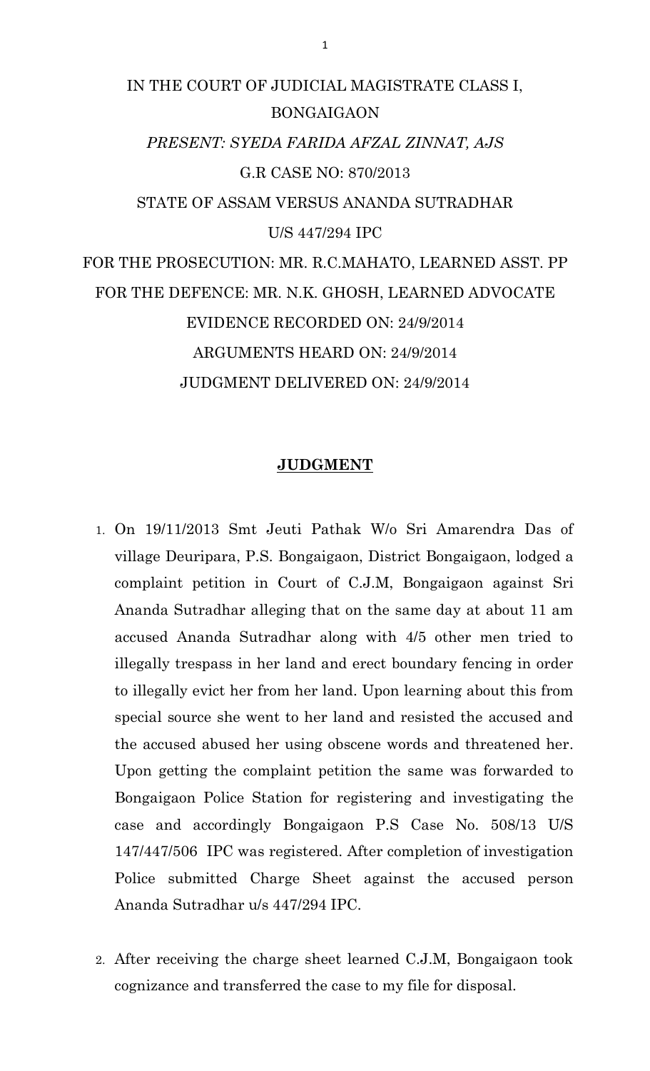IN THE COURT OF JUDICIAL MAGISTRATE CLASS I, BONGAIGAON

*PRESENT: SYEDA FARIDA AFZAL ZINNAT, AJS*

G.R CASE NO: 870/2013

STATE OF ASSAM VERSUS ANANDA SUTRADHAR

U/S 447/294 IPC

FOR THE PROSECUTION: MR. R.C.MAHATO, LEARNED ASST. PP

FOR THE DEFENCE: MR. N.K. GHOSH, LEARNED ADVOCATE

EVIDENCE RECORDED ON: 24/9/2014

ARGUMENTS HEARD ON: 24/9/2014

JUDGMENT DELIVERED ON: 24/9/2014

## JUDGMENT

1. On 19/11/2013 Smt Jeuti Pathak W/o Sri Amarendra Das of village Deuripara, P.S. Bongaigaon, District Bongaigaon, lodged a complaint petition in Court of C.J.M, Bongaigaon against Sri Ananda Sutradhar alleging that on the same day at about 11 am accused Ananda Sutradhar along with 4/5 other men tried to illegally trespass in her land and erect boundary fencing in order to illegally evict her from her land. Upon learning about this from special source she went to her land and resisted the accused and the accused abused her using obscene words and threatened her. Upon getting the complaint petition the same was forwarded to Bongaigaon Police Station for registering and investigating the case and accordingly Bongaigaon P.S Case No. 508/13 U/S 147/447/506 IPC was registered. After completion of investigation Police submitted Charge Sheet against the accused person Ananda Sutradhar u/s 447/294 IPC.

2. After receiving the charge sheet learned C.J.M, Bongaigaon took cognizance and transferred the case to my file for disposal.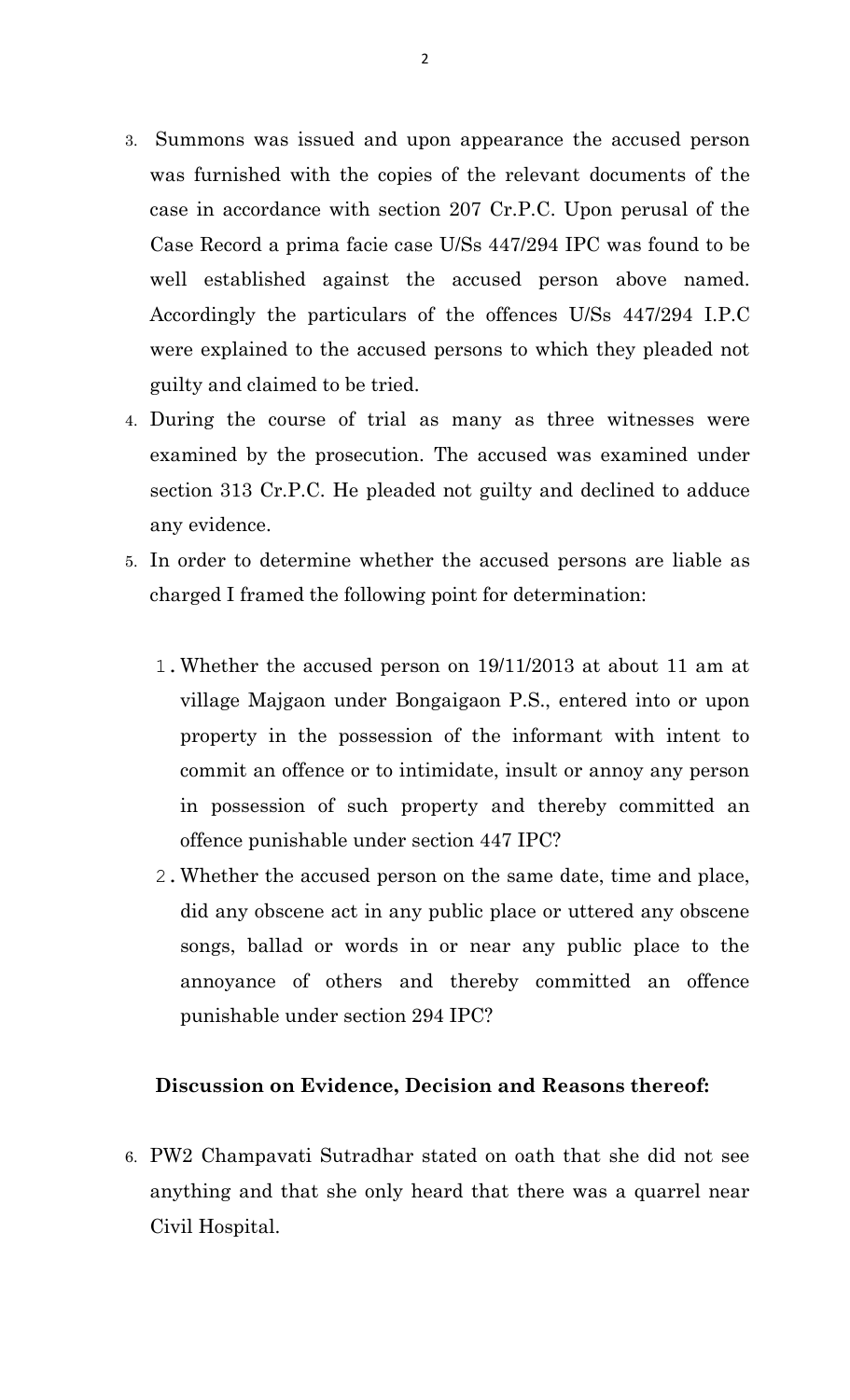3. Summons was issued and upon appearance the accused person was furnished with the copies of the relevant documents of the case in accordance with section 207 Cr.P.C. Upon perusal of the Case Record a prima facie case U/Ss 447/294 IPC was found to be well established against the accused person above named. Accordingly the particulars of the offences U/Ss 447/294 I.P.C were explained to the accused persons to which they pleaded not guilty and claimed to be tried.
4. During the course of trial as many as three witnesses were examined by the prosecution. The accused was examined under section 313 Cr.P.C. He pleaded not guilty and declined to adduce any evidence.
5. In order to determine whether the accused persons are liable as charged I framed the following point for determination:

   1. Whether the accused person on 19/11/2013 at about 11 am at village Majgaon under Bongaigaon P.S., entered into or upon property in the possession of the informant with intent to commit an offence or to intimidate, insult or annoy any person in possession of such property and thereby committed an offence punishable under section 447 IPC?
   2. Whether the accused person on the same date, time and place, did any obscene act in any public place or uttered any obscene songs, ballad or words in or near any public place to the annoyance of others and thereby committed an offence punishable under section 294 IPC?

**Discussion on Evidence, Decision and Reasons thereof:**

6. PW2 Champavati Sutradhar stated on oath that she did not see anything and that she only heard that there was a quarrel near Civil Hospital.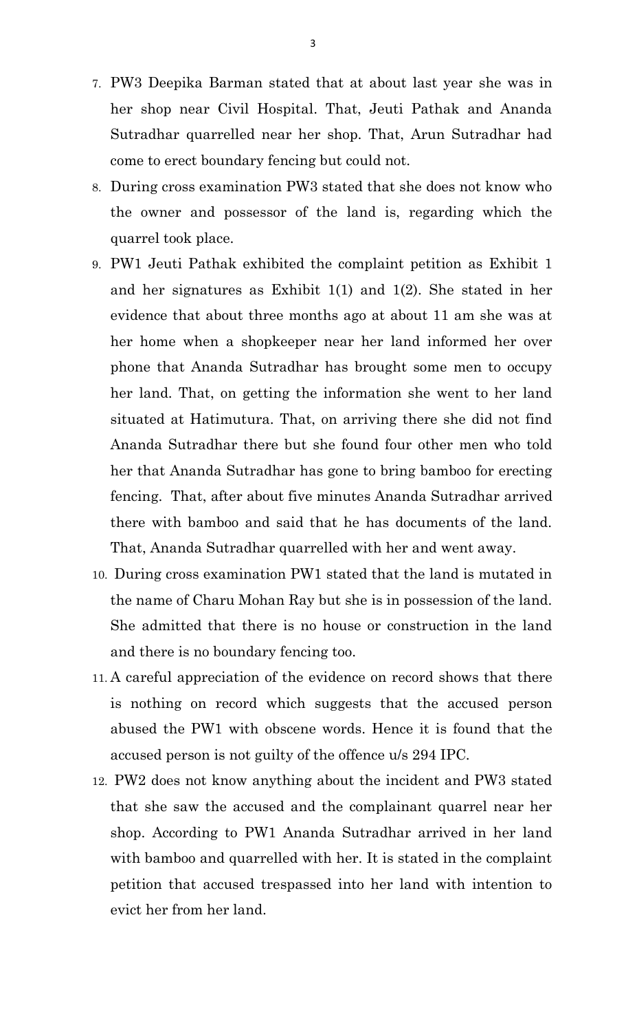7. PW3 Deepika Barman stated that at about last year she was in her shop near Civil Hospital. That, Jeuti Pathak and Ananda Sutradhar quarrelled near her shop. That, Arun Sutradhar had come to erect boundary fencing but could not.
8. During cross examination PW3 stated that she does not know who the owner and possessor of the land is, regarding which the quarrel took place.
9. PW1 Jeuti Pathak exhibited the complaint petition as Exhibit 1 and her signatures as Exhibit 1(1) and 1(2). She stated in her evidence that about three months ago at about 11 am she was at her home when a shopkeeper near her land informed her over phone that Ananda Sutradhar has brought some men to occupy her land. That, on getting the information she went to her land situated at Hatimutura. That, on arriving there she did not find Ananda Sutradhar there but she found four other men who told her that Ananda Sutradhar has gone to bring bamboo for erecting fencing. That, after about five minutes Ananda Sutradhar arrived there with bamboo and said that he has documents of the land. That, Ananda Sutradhar quarrelled with her and went away.
10. During cross examination PW1 stated that the land is mutated in the name of Charu Mohan Ray but she is in possession of the land. She admitted that there is no house or construction in the land and there is no boundary fencing too.
11. A careful appreciation of the evidence on record shows that there is nothing on record which suggests that the accused person abused the PW1 with obscene words. Hence it is found that the accused person is not guilty of the offence u/s 294 IPC.
12. PW2 does not know anything about the incident and PW3 stated that she saw the accused and the complainant quarrel near her shop. According to PW1 Ananda Sutradhar arrived in her land with bamboo and quarrelled with her. It is stated in the complaint petition that accused trespassed into her land with intention to evict her from her land.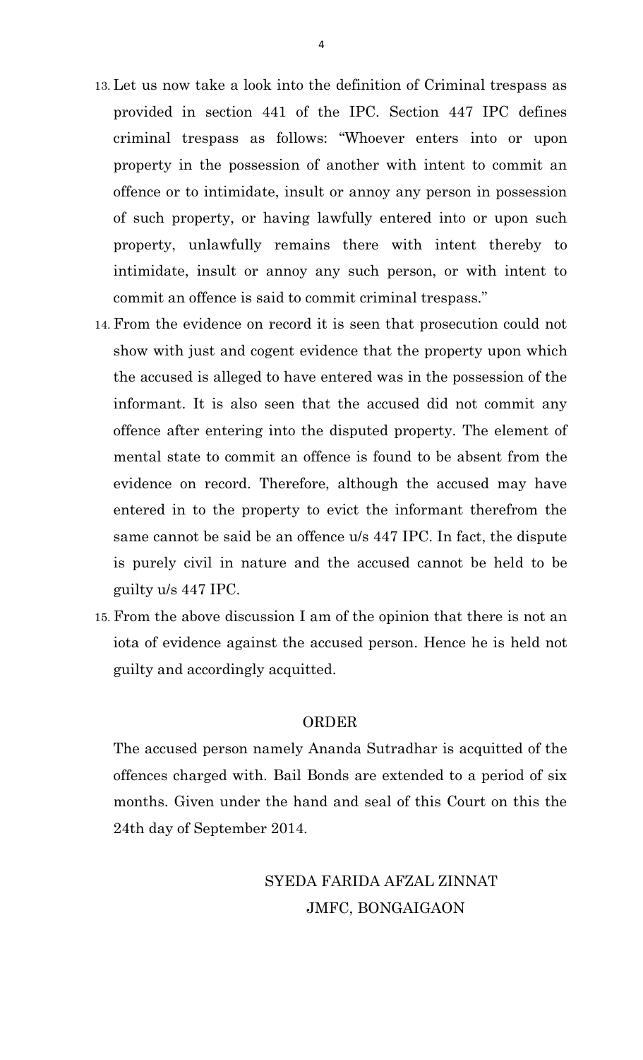13. Let us now take a look into the definition of Criminal trespass as provided in section 441 of the IPC. Section 447 IPC defines criminal trespass as follows: "Whoever enters into or upon property in the possession of another with intent to commit an offence or to intimidate, insult or annoy any person in possession of such property, or having lawfully entered into or upon such property, unlawfully remains there with intent thereby to intimidate, insult or annoy any such person, or with intent to commit an offence is said to commit criminal trespass."

14. From the evidence on record it is seen that prosecution could not show with just and cogent evidence that the property upon which the accused is alleged to have entered was in the possession of the informant. It is also seen that the accused did not commit any offence after entering into the disputed property. The element of mental state to commit an offence is found to be absent from the evidence on record. Therefore, although the accused may have entered in to the property to evict the informant therefrom the same cannot be said be an offence u/s 447 IPC. In fact, the dispute is purely civil in nature and the accused cannot be held to be guilty u/s 447 IPC.

15. From the above discussion I am of the opinion that there is not an iota of evidence against the accused person. Hence he is held not guilty and accordingly acquitted.

## ORDER

The accused person namely Ananda Sutradhar is acquitted of the offences charged with. Bail Bonds are extended to a period of six months. Given under the hand and seal of this Court on this the 24th day of September 2014.

SYEDA FARIDA AFZAL ZINNAT
JMFC, BONGAIGAON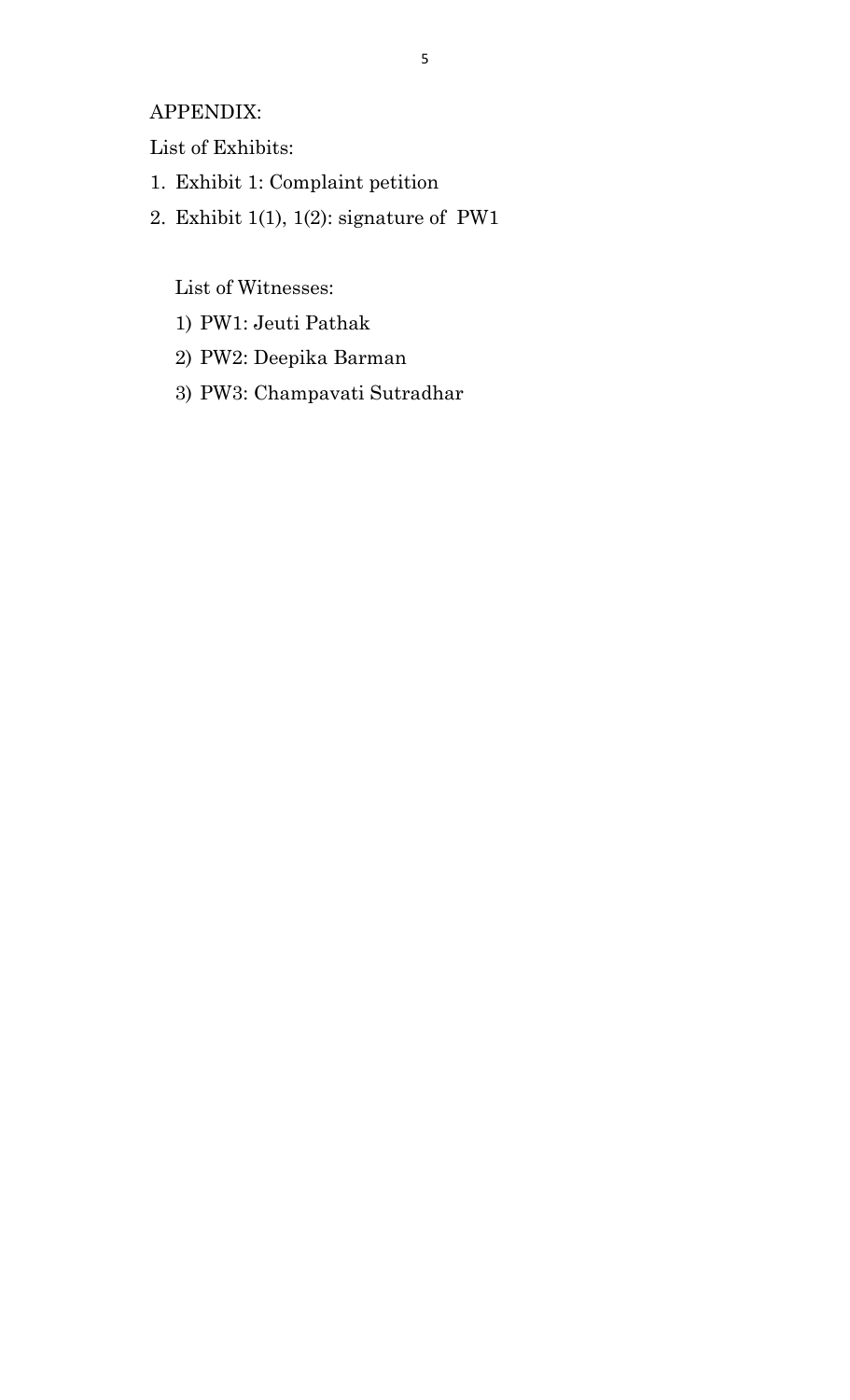APPENDIX:

List of Exhibits:

1. Exhibit 1: Complaint petition
2. Exhibit 1(1), 1(2): signature of PW1

List of Witnesses:

1) PW1: Jeuti Pathak
2) PW2: Deepika Barman
3) PW3: Champavati Sutradhar